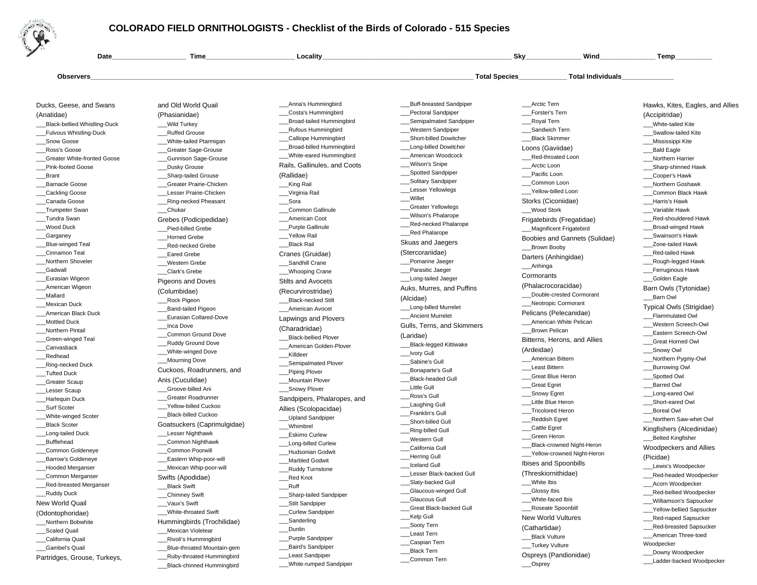# COLORADO FIELD ORNITHOLOGISTS - Checklist of the Birds of Colorado - 515 Species

Date\_\_\_\_\_\_\_\_\_\_\_\_\_\_\_\_\_\_\_\_ Time\_\_\_\_\_\_\_\_\_\_\_\_\_\_\_\_\_\_\_\_\_\_\_\_ Locality\_\_\_\_\_\_\_\_\_\_\_\_\_\_\_\_\_\_\_\_\_\_\_\_\_\_\_\_\_\_\_\_\_\_\_\_\_\_\_\_\_\_\_\_\_\_\_\_\_\_\_\_\_\_ Sky\_\_\_\_\_\_\_\_\_\_\_\_\_\_\_ Wind\_\_\_\_\_\_\_\_\_\_\_\_\_\_\_ Temp\_\_\_\_\_\_\_\_\_\_

Observers\_\_\_\_\_\_\_\_\_\_\_\_\_\_\_\_\_\_\_\_\_\_\_\_\_\_\_\_\_\_\_\_\_\_\_\_\_\_\_\_\_\_\_\_\_\_\_\_\_\_\_\_\_\_\_\_\_\_\_\_\_\_\_\_\_\_\_\_\_\_\_\_\_\_\_\_\_\_\_\_\_\_\_\_\_\_\_\_\_\_\_\_\_\_\_\_ Total Species\_\_\_\_\_\_\_\_\_\_\_\_\_ Total Individuals\_\_\_\_\_\_\_\_\_\_\_\_\_\_

### Ducks, Geese, and Swans (Anatidae)

\_\_\_Black-bellied Whistling-Duck
\_\_\_Fulvous Whistling-Duck
\_\_\_Snow Goose
\_\_\_Ross's Goose
\_\_\_Greater White-fronted Goose
\_\_\_Pink-footed Goose
\_\_\_Brant
\_\_\_Barnacle Goose
\_\_\_Cackling Goose
\_\_\_Canada Goose
\_\_\_Trumpeter Swan
\_\_\_Tundra Swan
\_\_\_Wood Duck
\_\_\_Garganey
\_\_\_Blue-winged Teal
\_\_\_Cinnamon Teal
\_\_\_Northern Shoveler
\_\_\_Gadwall
\_\_\_Eurasian Wigeon
\_\_\_American Wigeon
\_\_\_Mallard
\_\_\_Mexican Duck
\_\_\_American Black Duck
\_\_\_Mottled Duck
\_\_\_Northern Pintail
\_\_\_Green-winged Teal
\_\_\_Canvasback
\_\_\_Redhead
\_\_\_Ring-necked Duck
\_\_\_Tufted Duck
\_\_\_Greater Scaup
\_\_\_Lesser Scaup
\_\_\_Harlequin Duck
\_\_\_Surf Scoter
\_\_\_White-winged Scoter
\_\_\_Black Scoter
\_\_\_Long-tailed Duck
\_\_\_Bufflehead
\_\_\_Common Goldeneye
\_\_\_Barrow's Goldeneye
\_\_\_Hooded Merganser
\_\_\_Common Merganser
\_\_\_Red-breasted Merganser
\_\_\_Ruddy Duck

### New World Quail (Odontophoridae)

\_\_\_Northern Bobwhite
\_\_\_Scaled Quail
\_\_\_California Quail
\_\_\_Gambel's Quail

### Partridges, Grouse, Turkeys, and Old World Quail (Phasianidae)

\_\_\_Wild Turkey
\_\_\_Ruffed Grouse
\_\_\_White-tailed Ptarmigan
\_\_\_Greater Sage-Grouse
\_\_\_Gunnison Sage-Grouse
\_\_\_Dusky Grouse
\_\_\_Sharp-tailed Grouse
\_\_\_Greater Prairie-Chicken
\_\_\_Lesser Prairie-Chicken
\_\_\_Ring-necked Pheasant
\_\_\_Chukar

### Grebes (Podicipedidae)

\_\_\_Pied-billed Grebe
\_\_\_Horned Grebe
\_\_\_Red-necked Grebe
\_\_\_Eared Grebe
\_\_\_Western Grebe
\_\_\_Clark's Grebe

### Pigeons and Doves (Columbidae)

\_\_\_Rock Pigeon
\_\_\_Band-tailed Pigeon
\_\_\_Eurasian Collared-Dove
\_\_\_Inca Dove
\_\_\_Common Ground Dove
\_\_\_Ruddy Ground Dove
\_\_\_White-winged Dove
\_\_\_Mourning Dove

### Cuckoos, Roadrunners, and Anis (Cuculidae)

\_\_\_Groove-billed Ani
\_\_\_Greater Roadrunner
\_\_\_Yellow-billed Cuckoo
\_\_\_Black-billed Cuckoo

### Goatsuckers (Caprimulgidae)

\_\_\_Lesser Nighthawk
\_\_\_Common Nighthawk
\_\_\_Common Poorwill
\_\_\_Eastern Whip-poor-will
\_\_\_Mexican Whip-poor-will

### Swifts (Apodidae)

\_\_\_Black Swift
\_\_\_Chimney Swift
\_\_\_Vaux's Swift
\_\_\_White-throated Swift

### Hummingbirds (Trochilidae)

\_\_\_Mexican Violetear
\_\_\_Rivoli's Hummingbird
\_\_\_Blue-throated Mountain-gem
\_\_\_Ruby-throated Hummingbird
\_\_\_Black-chinned Hummingbird
\_\_\_Anna's Hummingbird
\_\_\_Costa's Hummingbird
\_\_\_Broad-tailed Hummingbird
\_\_\_Rufous Hummingbird
\_\_\_Calliope Hummingbird
\_\_\_Broad-billed Hummingbird
\_\_\_White-eared Hummingbird

### Rails, Gallinules, and Coots (Rallidae)

\_\_\_King Rail
\_\_\_Virginia Rail
\_\_\_Sora
\_\_\_Common Gallinule
\_\_\_American Coot
\_\_\_Purple Gallinule
\_\_\_Yellow Rail
\_\_\_Black Rail

### Cranes (Gruidae)

\_\_\_Sandhill Crane
\_\_\_Whooping Crane

### Stilts and Avocets (Recurvirostridae)

\_\_\_Black-necked Stilt
\_\_\_American Avocet

### Lapwings and Plovers (Charadriidae)

\_\_\_Black-bellied Plover
\_\_\_American Golden-Plover
\_\_\_Killdeer
\_\_\_Semipalmated Plover
\_\_\_Piping Plover
\_\_\_Mountain Plover
\_\_\_Snowy Plover

### Sandpipers, Phalaropes, and Allies (Scolopacidae)

\_\_\_Upland Sandpiper
\_\_\_Whimbrel
\_\_\_Eskimo Curlew
\_\_\_Long-billed Curlew
\_\_\_Hudsonian Godwit
\_\_\_Marbled Godwit
\_\_\_Ruddy Turnstone
\_\_\_Red Knot
\_\_\_Ruff
\_\_\_Sharp-tailed Sandpiper
\_\_\_Stilt Sandpiper
\_\_\_Curlew Sandpiper
\_\_\_Sanderling
\_\_\_Dunlin
\_\_\_Purple Sandpiper
\_\_\_Baird's Sandpiper
\_\_\_Least Sandpiper
\_\_\_White-rumped Sandpiper
\_\_\_Buff-breasted Sandpiper
\_\_\_Pectoral Sandpiper
\_\_\_Semipalmated Sandpiper
\_\_\_Western Sandpiper
\_\_\_Short-billed Dowitcher
\_\_\_Long-billed Dowitcher
\_\_\_American Woodcock
\_\_\_Wilson's Snipe
\_\_\_Spotted Sandpiper
\_\_\_Solitary Sandpiper
\_\_\_Lesser Yellowlegs
\_\_\_Willet
\_\_\_Greater Yellowlegs
\_\_\_Wilson's Phalarope
\_\_\_Red-necked Phalarope
\_\_\_Red Phalarope

### Skuas and Jaegers (Stercorariidae)

\_\_\_Pomarine Jaeger
\_\_\_Parasitic Jaeger
\_\_\_Long-tailed Jaeger

### Auks, Murres, and Puffins (Alcidae)

\_\_\_Long-billed Murrelet
\_\_\_Ancient Murrelet

### Gulls, Terns, and Skimmers (Laridae)

\_\_\_Black-legged Kittiwake
\_\_\_Ivory Gull
\_\_\_Sabine's Gull
\_\_\_Bonaparte's Gull
\_\_\_Black-headed Gull
\_\_\_Little Gull
\_\_\_Ross's Gull
\_\_\_Laughing Gull
\_\_\_Franklin's Gull
\_\_\_Short-billed Gull
\_\_\_Ring-billed Gull
\_\_\_Western Gull
\_\_\_California Gull
\_\_\_Herring Gull
\_\_\_Iceland Gull
\_\_\_Lesser Black-backed Gull
\_\_\_Slaty-backed Gull
\_\_\_Glaucous-winged Gull
\_\_\_Glaucous Gull
\_\_\_Great Black-backed Gull
\_\_\_Kelp Gull
\_\_\_Sooty Tern
\_\_\_Least Tern
\_\_\_Caspian Tern
\_\_\_Black Tern
\_\_\_Common Tern
\_\_\_Arctic Tern
\_\_\_Forster's Tern
\_\_\_Royal Tern
\_\_\_Sandwich Tern
\_\_\_Black Skimmer

### Loons (Gaviidae)

\_\_\_Red-throated Loon
\_\_\_Arctic Loon
\_\_\_Pacific Loon
\_\_\_Common Loon
\_\_\_Yellow-billed Loon

### Storks (Ciconiidae)

\_\_\_Wood Stork

### Frigatebirds (Fregatidae)

\_\_\_Magnificent Frigatebird

### Boobies and Gannets (Sulidae)

\_\_\_Brown Booby

### Darters (Anhingidae)

\_\_\_Anhinga

### Cormorants (Phalacrocoracidae)

\_\_\_Double-crested Cormorant
\_\_\_Neotropic Cormorant

### Pelicans (Pelecanidae)

\_\_\_American White Pelican
\_\_\_Brown Pelican

### Bitterns, Herons, and Allies (Ardeidae)

\_\_\_American Bittern
\_\_\_Least Bittern
\_\_\_Great Blue Heron
\_\_\_Great Egret
\_\_\_Snowy Egret
\_\_\_Little Blue Heron
\_\_\_Tricolored Heron
\_\_\_Reddish Egret
\_\_\_Cattle Egret
\_\_\_Green Heron
\_\_\_Black-crowned Night-Heron
\_\_\_Yellow-crowned Night-Heron

### Ibises and Spoonbills (Threskiornithidae)

\_\_\_White Ibis
\_\_\_Glossy Ibis
\_\_\_White-faced Ibis
\_\_\_Roseate Spoonbill

### New World Vultures (Cathartidae)

\_\_\_Black Vulture
\_\_\_Turkey Vulture

### Ospreys (Pandionidae)

\_\_\_Osprey

### Hawks, Kites, Eagles, and Allies (Accipitridae)

\_\_\_White-tailed Kite
\_\_\_Swallow-tailed Kite
\_\_\_Mississippi Kite
\_\_\_Bald Eagle
\_\_\_Northern Harrier
\_\_\_Sharp-shinned Hawk
\_\_\_Cooper's Hawk
\_\_\_Northern Goshawk
\_\_\_Common Black Hawk
\_\_\_Harris's Hawk
\_\_\_Variable Hawk
\_\_\_Red-shouldered Hawk
\_\_\_Broad-winged Hawk
\_\_\_Swainson's Hawk
\_\_\_Zone-tailed Hawk
\_\_\_Red-tailed Hawk
\_\_\_Rough-legged Hawk
\_\_\_Ferruginous Hawk
\_\_\_Golden Eagle

### Barn Owls (Tytonidae)

\_\_\_Barn Owl

### Typical Owls (Strigidae)

\_\_\_Flammulated Owl
\_\_\_Western Screech-Owl
\_\_\_Eastern Screech-Owl
\_\_\_Great Horned Owl
\_\_\_Snowy Owl
\_\_\_Northern Pygmy-Owl
\_\_\_Burrowing Owl
\_\_\_Spotted Owl
\_\_\_Barred Owl
\_\_\_Long-eared Owl
\_\_\_Short-eared Owl
\_\_\_Boreal Owl
\_\_\_Northern Saw-whet Owl

### Kingfishers (Alcedinidae)

\_\_\_Belted Kingfisher

### Woodpeckers and Allies (Picidae)

\_\_\_Lewis's Woodpecker
\_\_\_Red-headed Woodpecker
\_\_\_Acorn Woodpecker
\_\_\_Red-bellied Woodpecker
\_\_\_Williamson's Sapsucker
\_\_\_Yellow-bellied Sapsucker
\_\_\_Red-naped Sapsucker
\_\_\_Red-breasted Sapsucker
\_\_\_American Three-toed Woodpecker
\_\_\_Downy Woodpecker
\_\_\_Ladder-backed Woodpecker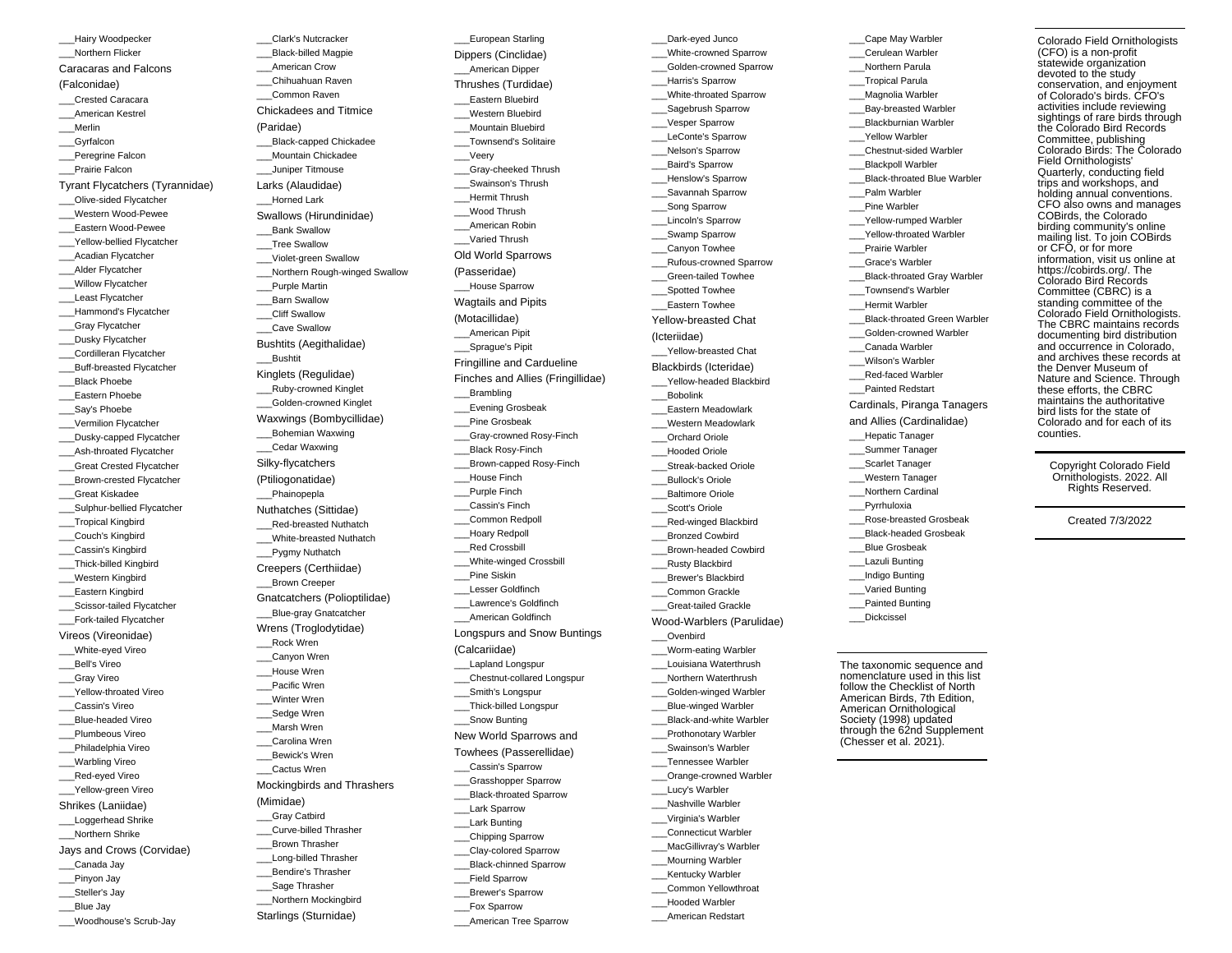___Hairy Woodpecker
___Northern Flicker

Caracaras and Falcons (Falconidae)

___Crested Caracara
___American Kestrel
___Merlin
___Gyrfalcon
___Peregrine Falcon
___Prairie Falcon

Tyrant Flycatchers (Tyrannidae)

___Olive-sided Flycatcher
___Western Wood-Pewee
___Eastern Wood-Pewee
___Yellow-bellied Flycatcher
___Acadian Flycatcher
___Alder Flycatcher
___Willow Flycatcher
___Least Flycatcher
___Hammond's Flycatcher
___Gray Flycatcher
___Dusky Flycatcher
___Cordilleran Flycatcher
___Buff-breasted Flycatcher
___Black Phoebe
___Eastern Phoebe
___Say's Phoebe
___Vermilion Flycatcher
___Dusky-capped Flycatcher
___Ash-throated Flycatcher
___Great Crested Flycatcher
___Brown-crested Flycatcher
___Great Kiskadee
___Sulphur-bellied Flycatcher
___Tropical Kingbird
___Couch's Kingbird
___Cassin's Kingbird
___Thick-billed Kingbird
___Western Kingbird
___Eastern Kingbird
___Scissor-tailed Flycatcher
___Fork-tailed Flycatcher

Vireos (Vireonidae)

___White-eyed Vireo
___Bell's Vireo
___Gray Vireo
___Yellow-throated Vireo
___Cassin's Vireo
___Blue-headed Vireo
___Plumbeous Vireo
___Philadelphia Vireo
___Warbling Vireo
___Red-eyed Vireo
___Yellow-green Vireo

Shrikes (Laniidae)

___Loggerhead Shrike
___Northern Shrike

Jays and Crows (Corvidae)

___Canada Jay
___Pinyon Jay
___Steller's Jay
___Blue Jay
___Woodhouse's Scrub-Jay
___Clark's Nutcracker
___Black-billed Magpie
___American Crow
___Chihuahuan Raven
___Common Raven

Chickadees and Titmice (Paridae)

___Black-capped Chickadee
___Mountain Chickadee
___Juniper Titmouse

Larks (Alaudidae)

___Horned Lark

Swallows (Hirundinidae)

___Bank Swallow
___Tree Swallow
___Violet-green Swallow
___Northern Rough-winged Swallow
___Purple Martin
___Barn Swallow
___Cliff Swallow
___Cave Swallow

Bushtits (Aegithalidae)

___Bushtit

Kinglets (Regulidae)

___Ruby-crowned Kinglet
___Golden-crowned Kinglet

Waxwings (Bombycillidae)

___Bohemian Waxwing
___Cedar Waxwing

Silky-flycatchers (Ptiliogonatidae)

___Phainopepla

Nuthatches (Sittidae)

___Red-breasted Nuthatch
___White-breasted Nuthatch
___Pygmy Nuthatch

Creepers (Certhiidae)

___Brown Creeper

Gnatcatchers (Polioptilidae)

___Blue-gray Gnatcatcher

Wrens (Troglodytidae)

___Rock Wren
___Canyon Wren
___House Wren
___Pacific Wren
___Winter Wren
___Sedge Wren
___Marsh Wren
___Carolina Wren
___Bewick's Wren
___Cactus Wren

Mockingbirds and Thrashers (Mimidae)

___Gray Catbird
___Curve-billed Thrasher
___Brown Thrasher
___Long-billed Thrasher
___Bendire's Thrasher
___Sage Thrasher
___Northern Mockingbird

Starlings (Sturnidae)

___European Starling

Dippers (Cinclidae)

___American Dipper

Thrushes (Turdidae)

___Eastern Bluebird
___Western Bluebird
___Mountain Bluebird
___Townsend's Solitaire
___Veery
___Gray-cheeked Thrush
___Swainson's Thrush
___Hermit Thrush
___Wood Thrush
___American Robin
___Varied Thrush

Old World Sparrows (Passeridae)

___House Sparrow

Wagtails and Pipits (Motacillidae)

___American Pipit
___Sprague's Pipit

Fringilline and Cardueline Finches and Allies (Fringillidae)

___Brambling
___Evening Grosbeak
___Pine Grosbeak
___Gray-crowned Rosy-Finch
___Black Rosy-Finch
___Brown-capped Rosy-Finch
___House Finch
___Purple Finch
___Cassin's Finch
___Common Redpoll
___Hoary Redpoll
___Red Crossbill
___White-winged Crossbill
___Pine Siskin
___Lesser Goldfinch
___Lawrence's Goldfinch
___American Goldfinch

Longspurs and Snow Buntings (Calcariidae)

___Lapland Longspur
___Chestnut-collared Longspur
___Smith's Longspur
___Thick-billed Longspur
___Snow Bunting

New World Sparrows and Towhees (Passerellidae)

___Cassin's Sparrow
___Grasshopper Sparrow
___Black-throated Sparrow
___Lark Sparrow
___Lark Bunting
___Chipping Sparrow
___Clay-colored Sparrow
___Black-chinned Sparrow
___Field Sparrow
___Brewer's Sparrow
___Fox Sparrow
___American Tree Sparrow
___Dark-eyed Junco
___White-crowned Sparrow
___Golden-crowned Sparrow
___Harris's Sparrow
___White-throated Sparrow
___Sagebrush Sparrow
___Vesper Sparrow
___LeConte's Sparrow
___Nelson's Sparrow
___Baird's Sparrow
___Henslow's Sparrow
___Savannah Sparrow
___Song Sparrow
___Lincoln's Sparrow
___Swamp Sparrow
___Canyon Towhee
___Rufous-crowned Sparrow
___Green-tailed Towhee
___Spotted Towhee
___Eastern Towhee

Yellow-breasted Chat (Icteriidae)

___Yellow-breasted Chat

Blackbirds (Icteridae)

___Yellow-headed Blackbird
___Bobolink
___Eastern Meadowlark
___Western Meadowlark
___Orchard Oriole
___Hooded Oriole
___Streak-backed Oriole
___Bullock's Oriole
___Baltimore Oriole
___Scott's Oriole
___Red-winged Blackbird
___Bronzed Cowbird
___Brown-headed Cowbird
___Rusty Blackbird
___Brewer's Blackbird
___Common Grackle
___Great-tailed Grackle

Wood-Warblers (Parulidae)

___Ovenbird
___Worm-eating Warbler
___Louisiana Waterthrush
___Northern Waterthrush
___Golden-winged Warbler
___Blue-winged Warbler
___Black-and-white Warbler
___Prothonotary Warbler
___Swainson's Warbler
___Tennessee Warbler
___Orange-crowned Warbler
___Lucy's Warbler
___Nashville Warbler
___Virginia's Warbler
___Connecticut Warbler
___MacGillivray's Warbler
___Mourning Warbler
___Kentucky Warbler
___Common Yellowthroat
___Hooded Warbler
___American Redstart
___Cape May Warbler
___Cerulean Warbler
___Northern Parula
___Tropical Parula
___Magnolia Warbler
___Bay-breasted Warbler
___Blackburnian Warbler
___Yellow Warbler
___Chestnut-sided Warbler
___Blackpoll Warbler
___Black-throated Blue Warbler
___Palm Warbler
___Pine Warbler
___Yellow-rumped Warbler
___Yellow-throated Warbler
___Prairie Warbler
___Grace's Warbler
___Black-throated Gray Warbler
___Townsend's Warbler
___Hermit Warbler
___Black-throated Green Warbler
___Golden-crowned Warbler
___Canada Warbler
___Wilson's Warbler
___Red-faced Warbler
___Painted Redstart

Cardinals, Piranga Tanagers and Allies (Cardinalidae)

___Hepatic Tanager
___Summer Tanager
___Scarlet Tanager
___Western Tanager
___Northern Cardinal
___Pyrrhuloxia
___Rose-breasted Grosbeak
___Black-headed Grosbeak
___Blue Grosbeak
___Lazuli Bunting
___Indigo Bunting
___Varied Bunting
___Painted Bunting
___Dickcissel

---

The taxonomic sequence and nomenclature used in this list follow the Checklist of North American Birds, 7th Edition, American Ornithological Society (1998) updated through the 62nd Supplement (Chesser et al. 2021).

---

Colorado Field Ornithologists (CFO) is a non-profit statewide organization devoted to the study conservation, and enjoyment of Colorado's birds. CFO's activities include reviewing sightings of rare birds through the Colorado Bird Records Committee, publishing Colorado Birds: The Colorado Field Ornithologists' Quarterly, conducting field trips and workshops, and holding annual conventions. CFO also owns and manages COBirds, the Colorado birding community's online mailing list. To join COBirds or CFO, or for more information, visit us online at https://cobirds.org/. The Colorado Bird Records Committee (CBRC) is a standing committee of the Colorado Field Ornithologists. The CBRC maintains records documenting bird distribution and occurrence in Colorado, and archives these records at the Denver Museum of Nature and Science. Through these efforts, the CBRC maintains the authoritative bird lists for the state of Colorado and for each of its counties.

---

Copyright Colorado Field Ornithologists. 2022. All Rights Reserved.

---

Created 7/3/2022